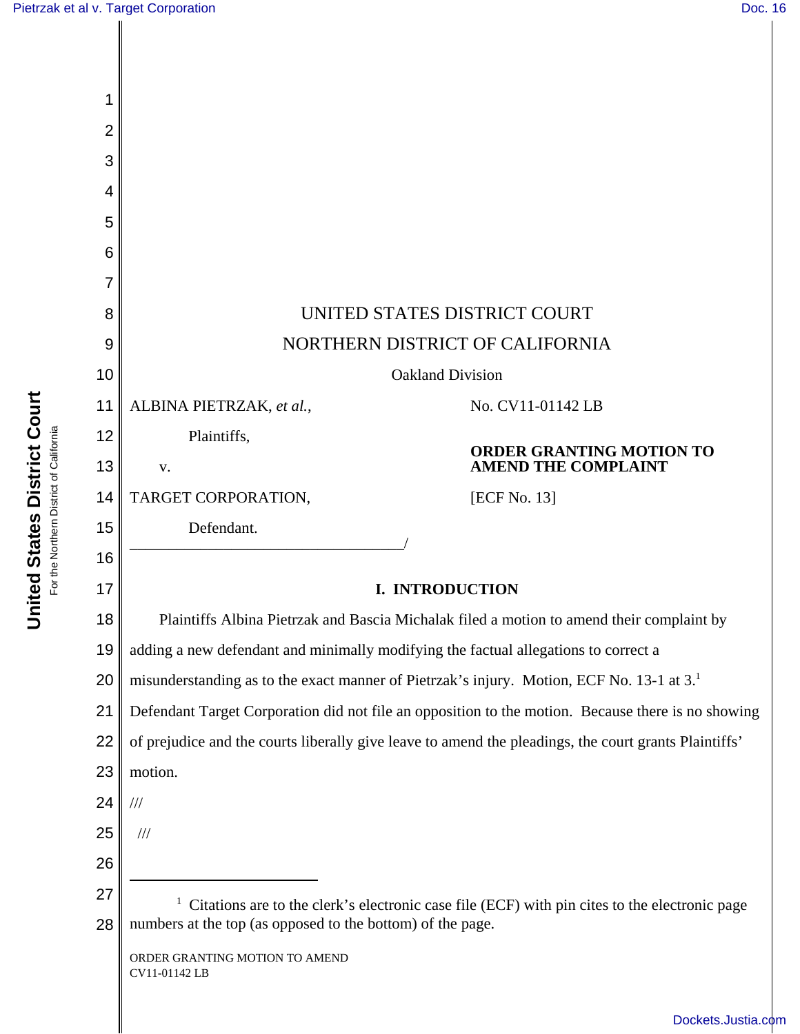UNITED STATES DISTRICT COURT

NORTHERN DISTRICT OF CALIFORNIA

Oakland Division

ALBINA PIETRZAK, *et al.*,

Plaintiffs,

v.

TARGET CORPORATION,

Defendant.

No. CV11-01142 LB

**ORDER GRANTING MOTION TO AMEND THE COMPLAINT**

[ECF No. 13]

## I. INTRODUCTION

Plaintiffs Albina Pietrzak and Bascia Michalak filed a motion to amend their complaint by adding a new defendant and minimally modifying the factual allegations to correct a misunderstanding as to the exact manner of Pietrzak's injury. Motion, ECF No. 13-1 at 3.[1] Defendant Target Corporation did not file an opposition to the motion. Because there is no showing of prejudice and the courts liberally give leave to amend the pleadings, the court grants Plaintiffs' motion.

///

///

[1] Citations are to the clerk's electronic case file (ECF) with pin cites to the electronic page numbers at the top (as opposed to the bottom) of the page.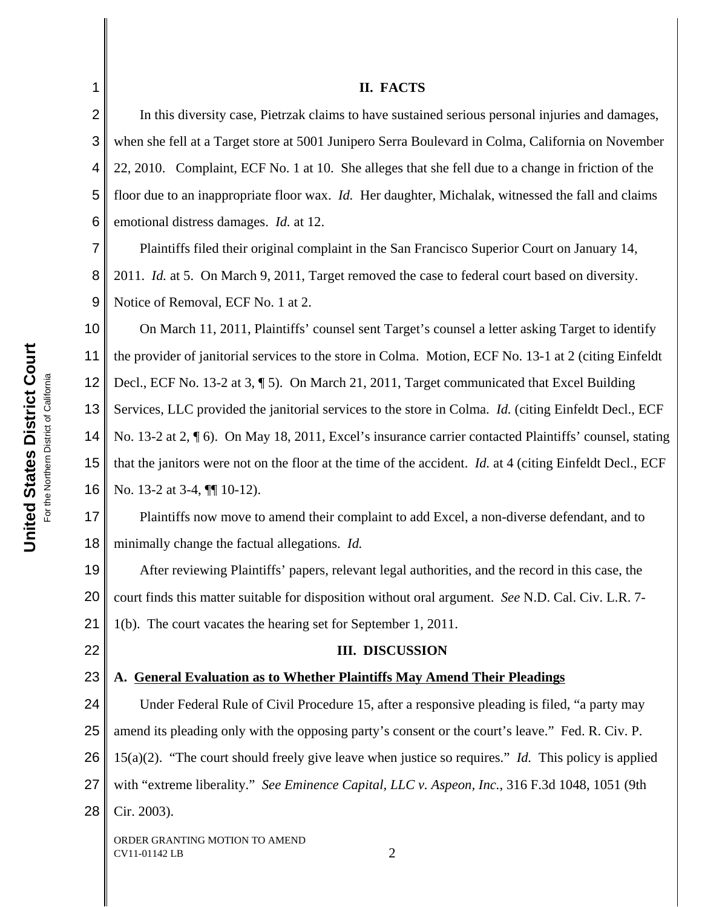## II. FACTS

In this diversity case, Pietrzak claims to have sustained serious personal injuries and damages, when she fell at a Target store at 5001 Junipero Serra Boulevard in Colma, California on November 22, 2010. Complaint, ECF No. 1 at 10. She alleges that she fell due to a change in friction of the floor due to an inappropriate floor wax. *Id.* Her daughter, Michalak, witnessed the fall and claims emotional distress damages. *Id.* at 12.

Plaintiffs filed their original complaint in the San Francisco Superior Court on January 14, 2011. *Id.* at 5. On March 9, 2011, Target removed the case to federal court based on diversity. Notice of Removal, ECF No. 1 at 2.

On March 11, 2011, Plaintiffs' counsel sent Target's counsel a letter asking Target to identify the provider of janitorial services to the store in Colma. Motion, ECF No. 13-1 at 2 (citing Einfeldt Decl., ECF No. 13-2 at 3, ¶ 5). On March 21, 2011, Target communicated that Excel Building Services, LLC provided the janitorial services to the store in Colma. *Id.* (citing Einfeldt Decl., ECF No. 13-2 at 2, ¶ 6). On May 18, 2011, Excel's insurance carrier contacted Plaintiffs' counsel, stating that the janitors were not on the floor at the time of the accident. *Id.* at 4 (citing Einfeldt Decl., ECF No. 13-2 at 3-4, ¶¶ 10-12).

Plaintiffs now move to amend their complaint to add Excel, a non-diverse defendant, and to minimally change the factual allegations. *Id.*

After reviewing Plaintiffs' papers, relevant legal authorities, and the record in this case, the court finds this matter suitable for disposition without oral argument. *See* N.D. Cal. Civ. L.R. 7-1(b). The court vacates the hearing set for September 1, 2011.

## III. DISCUSSION

### A. General Evaluation as to Whether Plaintiffs May Amend Their Pleadings

Under Federal Rule of Civil Procedure 15, after a responsive pleading is filed, "a party may amend its pleading only with the opposing party's consent or the court's leave." Fed. R. Civ. P. 15(a)(2). "The court should freely give leave when justice so requires." *Id.* This policy is applied with "extreme liberality." *See Eminence Capital, LLC v. Aspeon, Inc.*, 316 F.3d 1048, 1051 (9th Cir. 2003).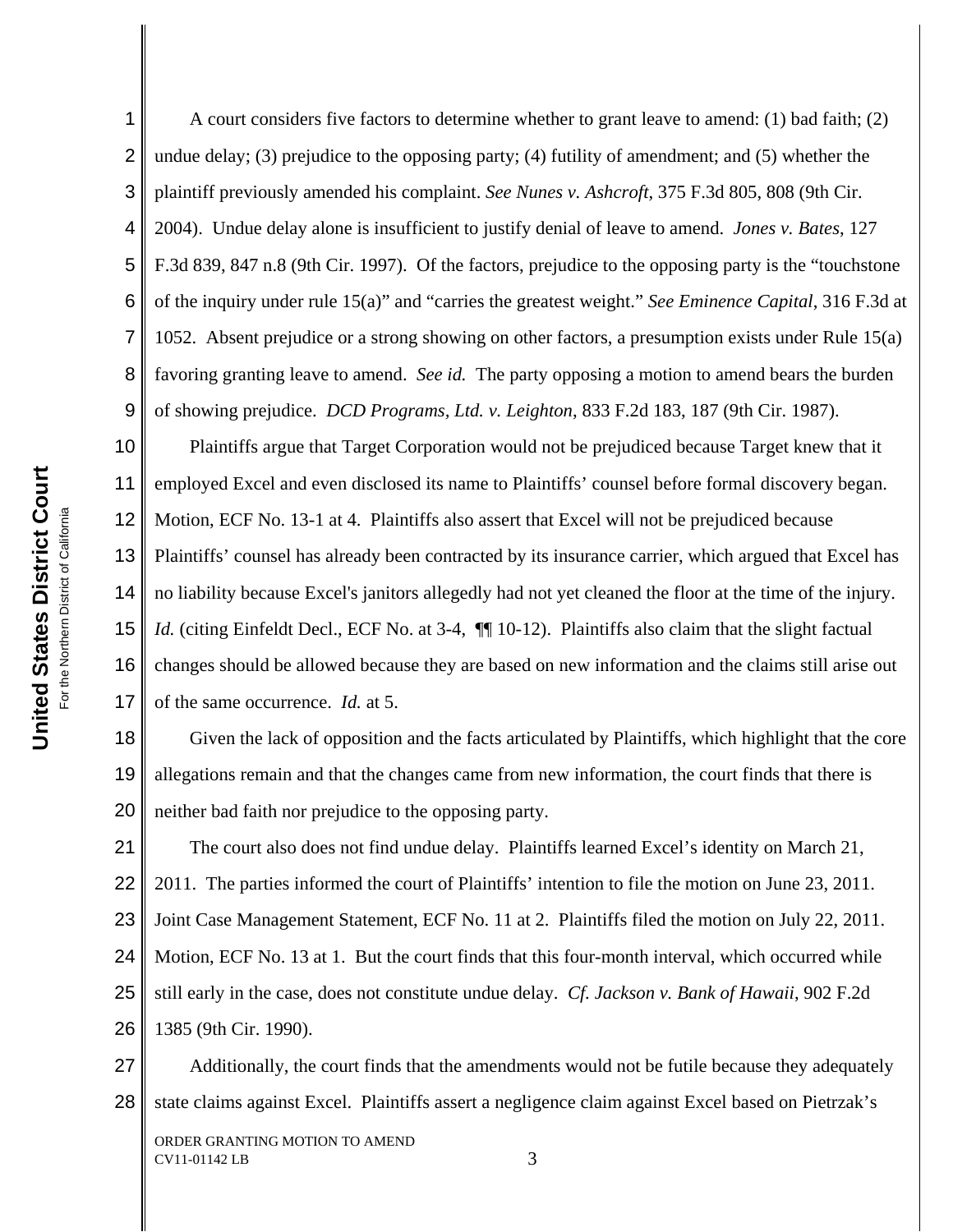A court considers five factors to determine whether to grant leave to amend: (1) bad faith; (2) undue delay; (3) prejudice to the opposing party; (4) futility of amendment; and (5) whether the plaintiff previously amended his complaint. *See Nunes v. Ashcroft*, 375 F.3d 805, 808 (9th Cir. 2004). Undue delay alone is insufficient to justify denial of leave to amend. *Jones v. Bates*, 127 F.3d 839, 847 n.8 (9th Cir. 1997). Of the factors, prejudice to the opposing party is the "touchstone of the inquiry under rule 15(a)" and "carries the greatest weight." *See Eminence Capital*, 316 F.3d at 1052. Absent prejudice or a strong showing on other factors, a presumption exists under Rule 15(a) favoring granting leave to amend. *See id.* The party opposing a motion to amend bears the burden of showing prejudice. *DCD Programs, Ltd. v. Leighton*, 833 F.2d 183, 187 (9th Cir. 1987).

Plaintiffs argue that Target Corporation would not be prejudiced because Target knew that it employed Excel and even disclosed its name to Plaintiffs' counsel before formal discovery began. Motion, ECF No. 13-1 at 4. Plaintiffs also assert that Excel will not be prejudiced because Plaintiffs' counsel has already been contracted by its insurance carrier, which argued that Excel has no liability because Excel's janitors allegedly had not yet cleaned the floor at the time of the injury. *Id.* (citing Einfeldt Decl., ECF No. at 3-4, ¶¶ 10-12). Plaintiffs also claim that the slight factual changes should be allowed because they are based on new information and the claims still arise out of the same occurrence. *Id.* at 5.

Given the lack of opposition and the facts articulated by Plaintiffs, which highlight that the core allegations remain and that the changes came from new information, the court finds that there is neither bad faith nor prejudice to the opposing party.

The court also does not find undue delay. Plaintiffs learned Excel's identity on March 21, 2011. The parties informed the court of Plaintiffs' intention to file the motion on June 23, 2011. Joint Case Management Statement, ECF No. 11 at 2. Plaintiffs filed the motion on July 22, 2011. Motion, ECF No. 13 at 1. But the court finds that this four-month interval, which occurred while still early in the case, does not constitute undue delay. *Cf. Jackson v. Bank of Hawaii*, 902 F.2d 1385 (9th Cir. 1990).

Additionally, the court finds that the amendments would not be futile because they adequately state claims against Excel. Plaintiffs assert a negligence claim against Excel based on Pietrzak's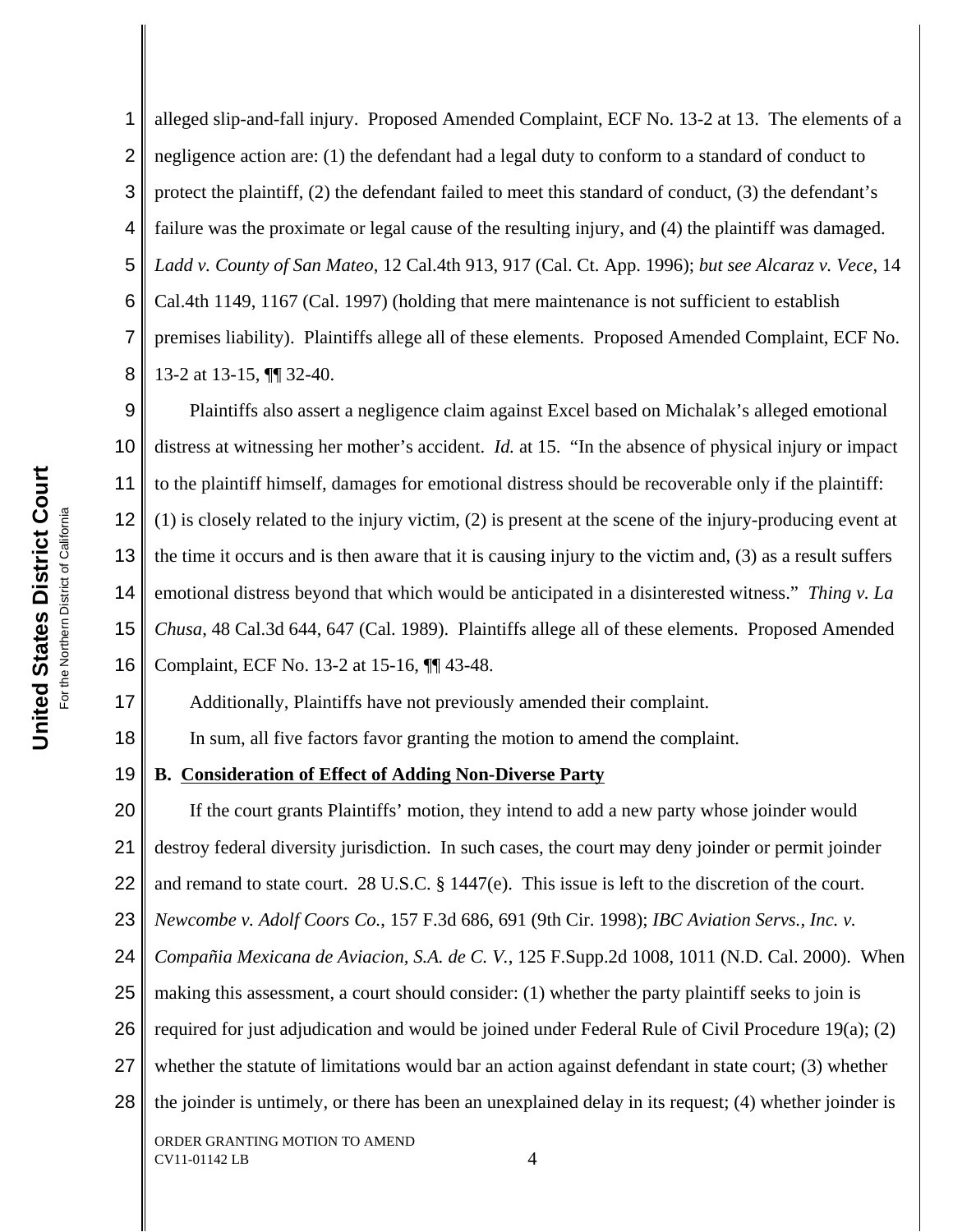alleged slip-and-fall injury. Proposed Amended Complaint, ECF No. 13-2 at 13. The elements of a negligence action are: (1) the defendant had a legal duty to conform to a standard of conduct to protect the plaintiff, (2) the defendant failed to meet this standard of conduct, (3) the defendant's failure was the proximate or legal cause of the resulting injury, and (4) the plaintiff was damaged. *Ladd v. County of San Mateo*, 12 Cal.4th 913, 917 (Cal. Ct. App. 1996); *but see Alcaraz v. Vece*, 14 Cal.4th 1149, 1167 (Cal. 1997) (holding that mere maintenance is not sufficient to establish premises liability). Plaintiffs allege all of these elements. Proposed Amended Complaint, ECF No. 13-2 at 13-15, ¶¶ 32-40.

Plaintiffs also assert a negligence claim against Excel based on Michalak's alleged emotional distress at witnessing her mother's accident. *Id.* at 15. "In the absence of physical injury or impact to the plaintiff himself, damages for emotional distress should be recoverable only if the plaintiff: (1) is closely related to the injury victim, (2) is present at the scene of the injury-producing event at the time it occurs and is then aware that it is causing injury to the victim and, (3) as a result suffers emotional distress beyond that which would be anticipated in a disinterested witness." *Thing v. La Chusa*, 48 Cal.3d 644, 647 (Cal. 1989). Plaintiffs allege all of these elements. Proposed Amended Complaint, ECF No. 13-2 at 15-16, ¶¶ 43-48.

Additionally, Plaintiffs have not previously amended their complaint.

In sum, all five factors favor granting the motion to amend the complaint.

**B. <u>Consideration of Effect of Adding Non-Diverse Party</u>**

If the court grants Plaintiffs' motion, they intend to add a new party whose joinder would destroy federal diversity jurisdiction. In such cases, the court may deny joinder or permit joinder and remand to state court. 28 U.S.C. § 1447(e). This issue is left to the discretion of the court. *Newcombe v. Adolf Coors Co.*, 157 F.3d 686, 691 (9th Cir. 1998); *IBC Aviation Servs., Inc. v. Compañia Mexicana de Aviacion, S.A. de C. V.*, 125 F.Supp.2d 1008, 1011 (N.D. Cal. 2000). When making this assessment, a court should consider: (1) whether the party plaintiff seeks to join is required for just adjudication and would be joined under Federal Rule of Civil Procedure 19(a); (2) whether the statute of limitations would bar an action against defendant in state court; (3) whether the joinder is untimely, or there has been an unexplained delay in its request; (4) whether joinder is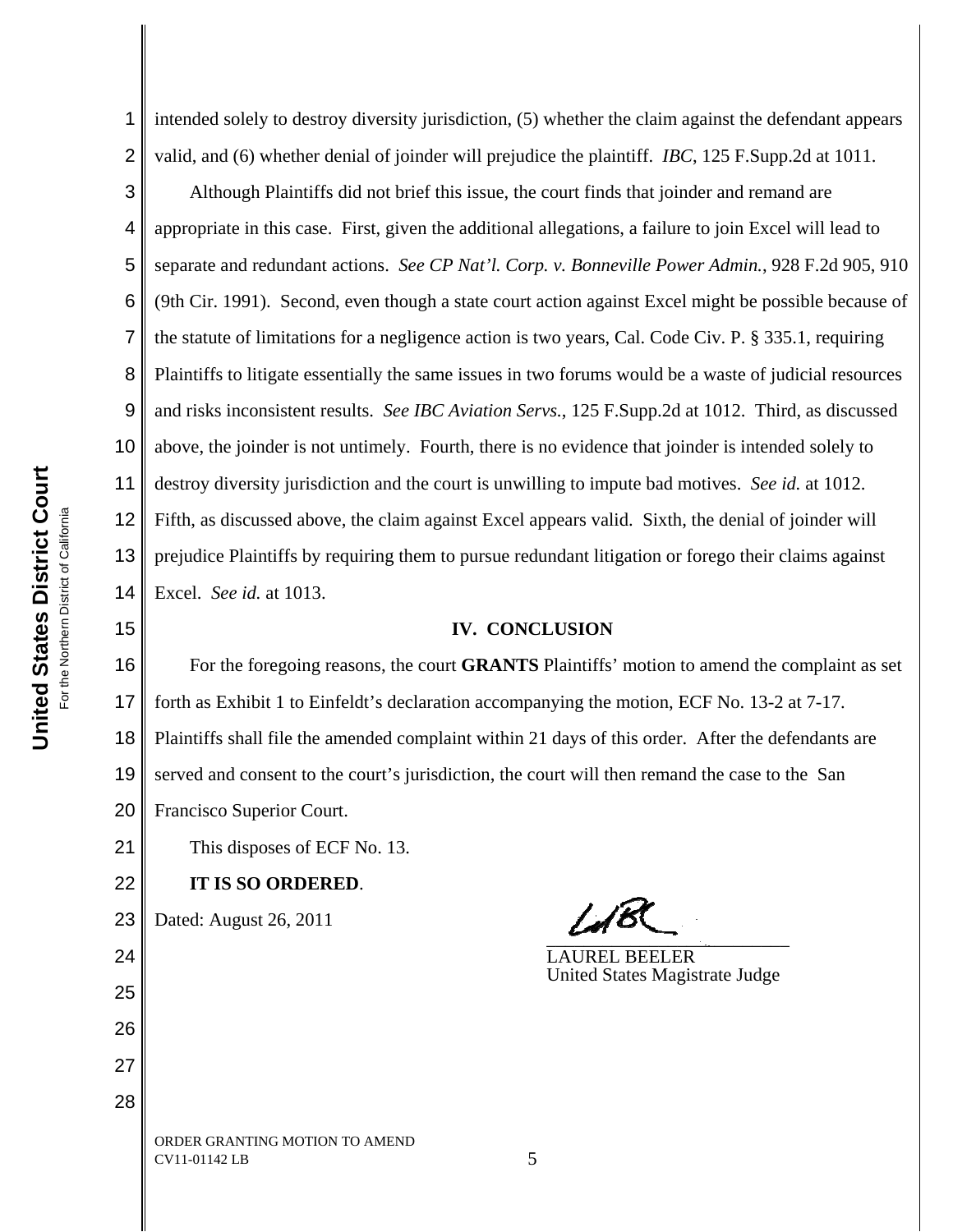intended solely to destroy diversity jurisdiction, (5) whether the claim against the defendant appears valid, and (6) whether denial of joinder will prejudice the plaintiff. *IBC*, 125 F.Supp.2d at 1011.

Although Plaintiffs did not brief this issue, the court finds that joinder and remand are appropriate in this case. First, given the additional allegations, a failure to join Excel will lead to separate and redundant actions. *See CP Nat'l. Corp. v. Bonneville Power Admin.*, 928 F.2d 905, 910 (9th Cir. 1991). Second, even though a state court action against Excel might be possible because of the statute of limitations for a negligence action is two years, Cal. Code Civ. P. § 335.1, requiring Plaintiffs to litigate essentially the same issues in two forums would be a waste of judicial resources and risks inconsistent results. *See IBC Aviation Servs.*, 125 F.Supp.2d at 1012. Third, as discussed above, the joinder is not untimely. Fourth, there is no evidence that joinder is intended solely to destroy diversity jurisdiction and the court is unwilling to impute bad motives. *See id.* at 1012. Fifth, as discussed above, the claim against Excel appears valid. Sixth, the denial of joinder will prejudice Plaintiffs by requiring them to pursue redundant litigation or forego their claims against Excel. *See id.* at 1013.

## IV. CONCLUSION

For the foregoing reasons, the court **GRANTS** Plaintiffs' motion to amend the complaint as set forth as Exhibit 1 to Einfeldt's declaration accompanying the motion, ECF No. 13-2 at 7-17. Plaintiffs shall file the amended complaint within 21 days of this order. After the defendants are served and consent to the court's jurisdiction, the court will then remand the case to the San Francisco Superior Court.

This disposes of ECF No. 13.

**IT IS SO ORDERED**.

Dated: August 26, 2011

LAUREL BEELER
United States Magistrate Judge